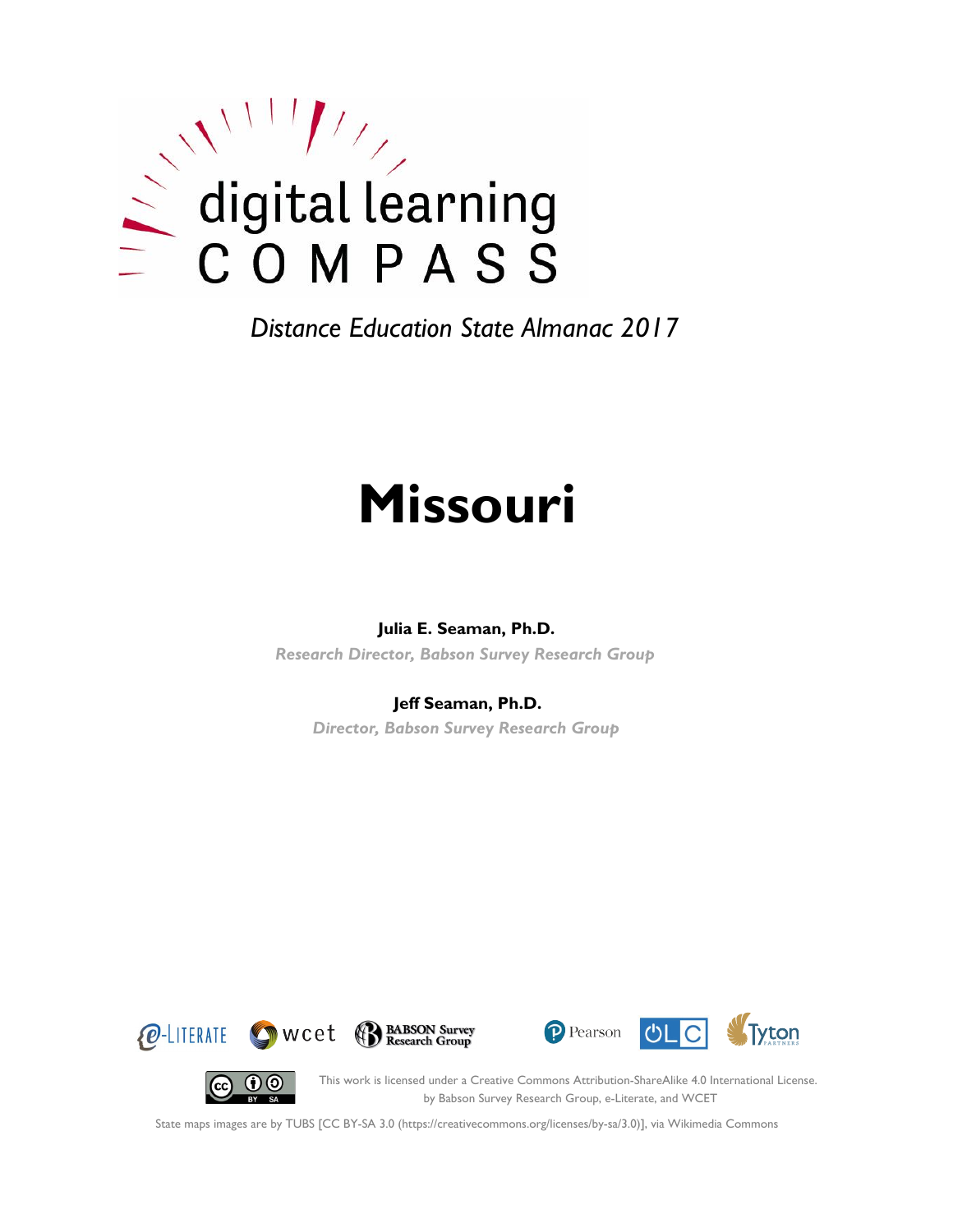digital learning
COMPASS

*Distance Education State Almanac 2017*

# Missouri

**Julia E. Seaman, Ph.D.**

*Research Director, Babson Survey Research Group*

**Jeff Seaman, Ph.D.**

*Director, Babson Survey Research Group*

This work is licensed under a Creative Commons Attribution-ShareAlike 4.0 International License. by Babson Survey Research Group, e-Literate, and WCET

State maps images are by TUBS [CC BY-SA 3.0 (https://creativecommons.org/licenses/by-sa/3.0)], via Wikimedia Commons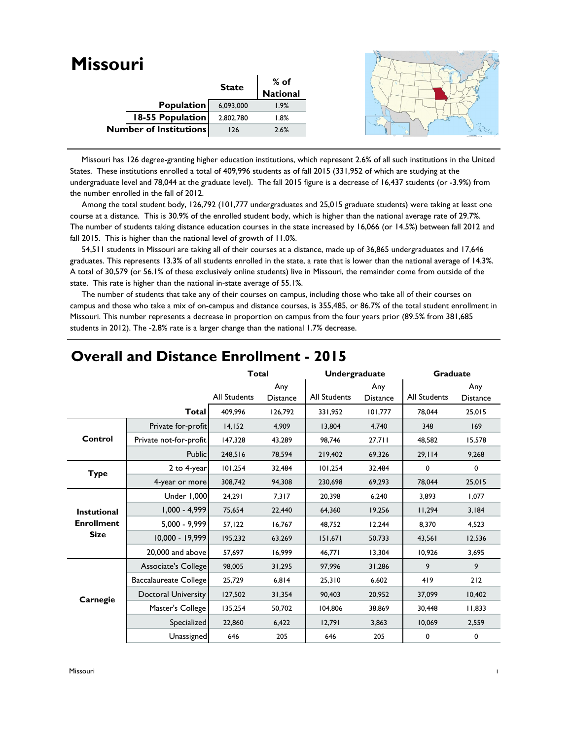# Missouri

| | State | % of National |
|---|---|---|
| **Population** | 6,093,000 | 1.9% |
| **18-55 Population** | 2,802,780 | 1.8% |
| **Number of Institutions** | 126 | 2.6% |

Missouri has 126 degree-granting higher education institutions, which represent 2.6% of all such institutions in the United States. These institutions enrolled a total of 409,996 students as of fall 2015 (331,952 of which are studying at the undergraduate level and 78,044 at the graduate level). The fall 2015 figure is a decrease of 16,437 students (or -3.9%) from the number enrolled in the fall of 2012.

Among the total student body, 126,792 (101,777 undergraduates and 25,015 graduate students) were taking at least one course at a distance. This is 30.9% of the enrolled student body, which is higher than the national average rate of 29.7%. The number of students taking distance education courses in the state increased by 16,066 (or 14.5%) between fall 2012 and fall 2015. This is higher than the national level of growth of 11.0%.

54,511 students in Missouri are taking all of their courses at a distance, made up of 36,865 undergraduates and 17,646 graduates. This represents 13.3% of all students enrolled in the state, a rate that is lower than the national average of 14.3%. A total of 30,579 (or 56.1% of these exclusively online students) live in Missouri, the remainder come from outside of the state. This rate is higher than the national in-state average of 55.1%.

The number of students that take any of their courses on campus, including those who take all of their courses on campus and those who take a mix of on-campus and distance courses, is 355,485, or 86.7% of the total student enrollment in Missouri. This number represents a decrease in proportion on campus from the four years prior (89.5% from 381,685 students in 2012). The -2.8% rate is a larger change than the national 1.7% decrease.

## Overall and Distance Enrollment - 2015

| | | Total | | Undergraduate | | Graduate | |
|---|---|---|---|---|---|---|---|
| | | All Students | Any Distance | All Students | Any Distance | All Students | Any Distance |
| | **Total** | 409,996 | 126,792 | 331,952 | 101,777 | 78,044 | 25,015 |
| **Control** | Private for-profit | 14,152 | 4,909 | 13,804 | 4,740 | 348 | 169 |
| | Private not-for-profit | 147,328 | 43,289 | 98,746 | 27,711 | 48,582 | 15,578 |
| | Public | 248,516 | 78,594 | 219,402 | 69,326 | 29,114 | 9,268 |
| **Type** | 2 to 4-year | 101,254 | 32,484 | 101,254 | 32,484 | 0 | 0 |
| | 4-year or more | 308,742 | 94,308 | 230,698 | 69,293 | 78,044 | 25,015 |
| **Instutional Enrollment Size** | Under 1,000 | 24,291 | 7,317 | 20,398 | 6,240 | 3,893 | 1,077 |
| | 1,000 - 4,999 | 75,654 | 22,440 | 64,360 | 19,256 | 11,294 | 3,184 |
| | 5,000 - 9,999 | 57,122 | 16,767 | 48,752 | 12,244 | 8,370 | 4,523 |
| | 10,000 - 19,999 | 195,232 | 63,269 | 151,671 | 50,733 | 43,561 | 12,536 |
| | 20,000 and above | 57,697 | 16,999 | 46,771 | 13,304 | 10,926 | 3,695 |
| **Carnegie** | Associate's College | 98,005 | 31,295 | 97,996 | 31,286 | 9 | 9 |
| | Baccalaureate College | 25,729 | 6,814 | 25,310 | 6,602 | 419 | 212 |
| | Doctoral University | 127,502 | 31,354 | 90,403 | 20,952 | 37,099 | 10,402 |
| | Master's College | 135,254 | 50,702 | 104,806 | 38,869 | 30,448 | 11,833 |
| | Specialized | 22,860 | 6,422 | 12,791 | 3,863 | 10,069 | 2,559 |
| | Unassigned | 646 | 205 | 646 | 205 | 0 | 0 |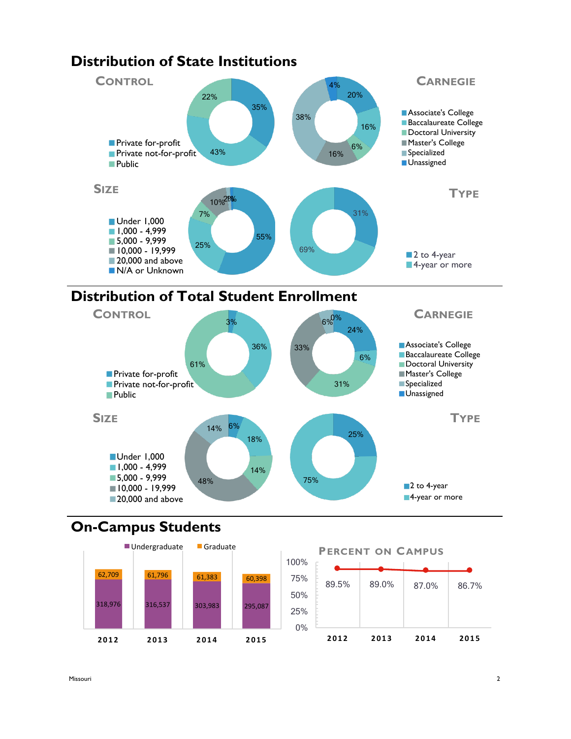# Distribution of State Institutions

## Control

- Private for-profit: 35%
- Private not-for-profit: 43%
- Public: 22%

## Carnegie

- Associate's College: 20%
- Baccalaureate College: 16%
- Doctoral University: 6%
- Master's College: 16%
- Specialized: 38%
- Unassigned: 4%

## Size

- Under 1,000: 55%
- 1,000 - 4,999: 25%
- 5,000 - 9,999: 7%
- 10,000 - 19,999: 10%
- 20,000 and above: 2%
- N/A or Unknown: 1%

## Type

- 2 to 4-year: 31%
- 4-year or more: 69%

# Distribution of Total Student Enrollment

## Control

- Private for-profit: 3%
- Private not-for-profit: 36%
- Public: 61%

## Carnegie

- Associate's College: 24%
- Baccalaureate College: 6%
- Doctoral University: 31%
- Master's College: 33%
- Specialized: 6%
- Unassigned: 0%

## Size

- Under 1,000: 6%
- 1,000 - 4,999: 18%
- 5,000 - 9,999: 14%
- 10,000 - 19,999: 48%
- 20,000 and above: 14%

## Type

- 2 to 4-year: 25%
- 4-year or more: 75%

# On-Campus Students

| | 2012 | 2013 | 2014 | 2015 |
|---|---|---|---|---|
| Undergraduate | 318,976 | 316,537 | 303,983 | 295,087 |
| Graduate | 62,709 | 61,796 | 61,383 | 60,398 |

## Percent on Campus

| 2012 | 2013 | 2014 | 2015 |
|---|---|---|---|
| 89.5% | 89.0% | 87.0% | 86.7% |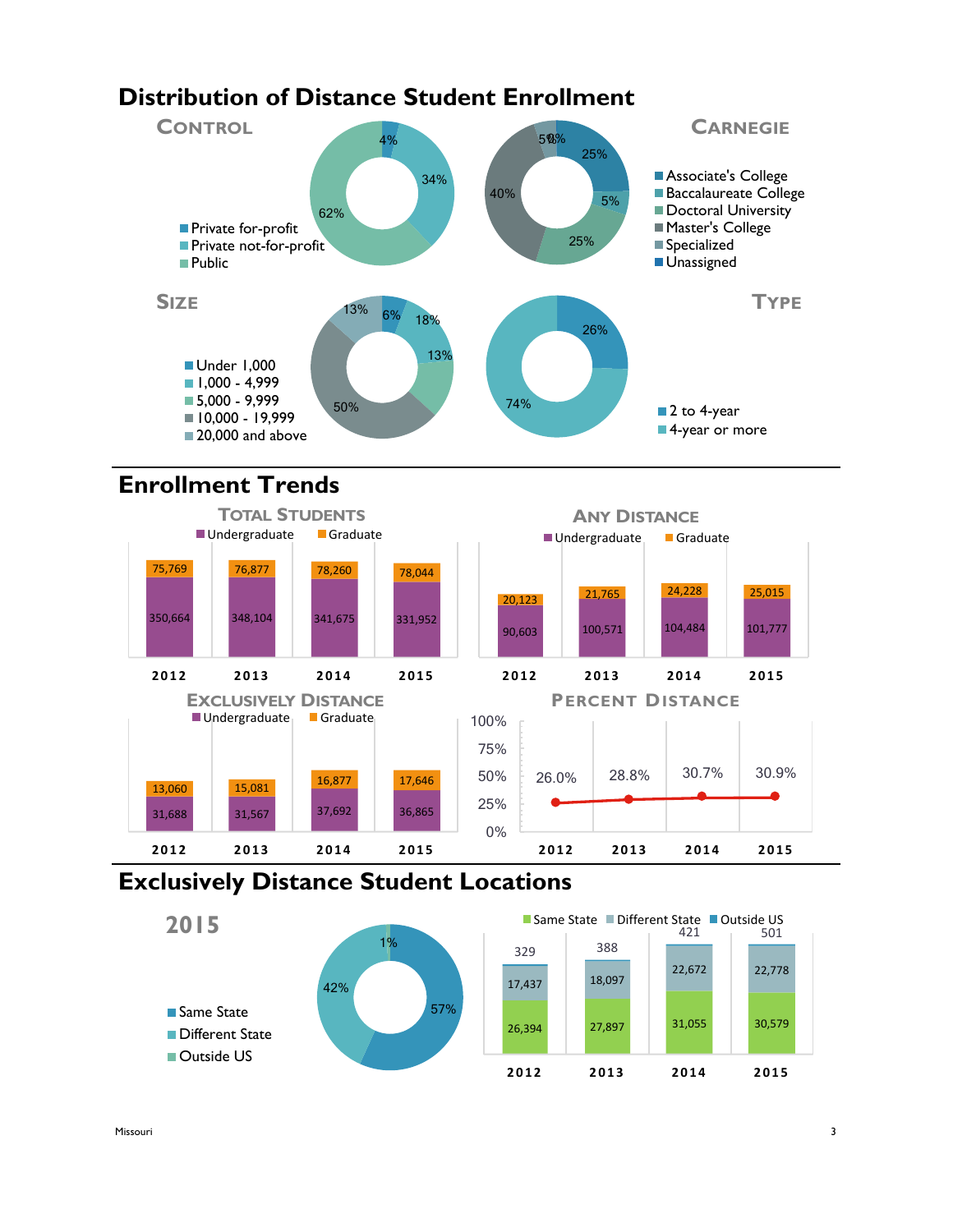# Distribution of Distance Student Enrollment

## Control

- Private for-profit: 4%
- Private not-for-profit: 34%
- Public: 62%

## Carnegie

- Associate's College: 25%
- Baccalaureate College: 5%
- Doctoral University: 25%
- Master's College: 40%
- Specialized: 5%
- Unassigned: 0%

## Size

- Under 1,000: 6%
- 1,000 - 4,999: 18%
- 5,000 - 9,999: 13%
- 10,000 - 19,999: 50%
- 20,000 and above: 13%

## Type

- 2 to 4-year: 26%
- 4-year or more: 74%

# Enrollment Trends

## Total Students

| | 2012 | 2013 | 2014 | 2015 |
|---|---|---|---|---|
| Undergraduate | 350,664 | 348,104 | 341,675 | 331,952 |
| Graduate | 75,769 | 76,877 | 78,260 | 78,044 |

## Any Distance

| | 2012 | 2013 | 2014 | 2015 |
|---|---|---|---|---|
| Undergraduate | 90,603 | 100,571 | 104,484 | 101,777 |
| Graduate | 20,123 | 21,765 | 24,228 | 25,015 |

## Exclusively Distance

| | 2012 | 2013 | 2014 | 2015 |
|---|---|---|---|---|
| Undergraduate | 31,688 | 31,567 | 37,692 | 36,865 |
| Graduate | 13,060 | 15,081 | 16,877 | 17,646 |

## Percent Distance

| 2012 | 2013 | 2014 | 2015 |
|---|---|---|---|
| 26.0% | 28.8% | 30.7% | 30.9% |

# Exclusively Distance Student Locations

## 2015

- Same State: 57%
- Different State: 42%
- Outside US: 1%

| | 2012 | 2013 | 2014 | 2015 |
|---|---|---|---|---|
| Same State | 26,394 | 27,897 | 31,055 | 30,579 |
| Different State | 17,437 | 18,097 | 22,672 | 22,778 |
| Outside US | 329 | 388 | 421 | 501 |

Missouri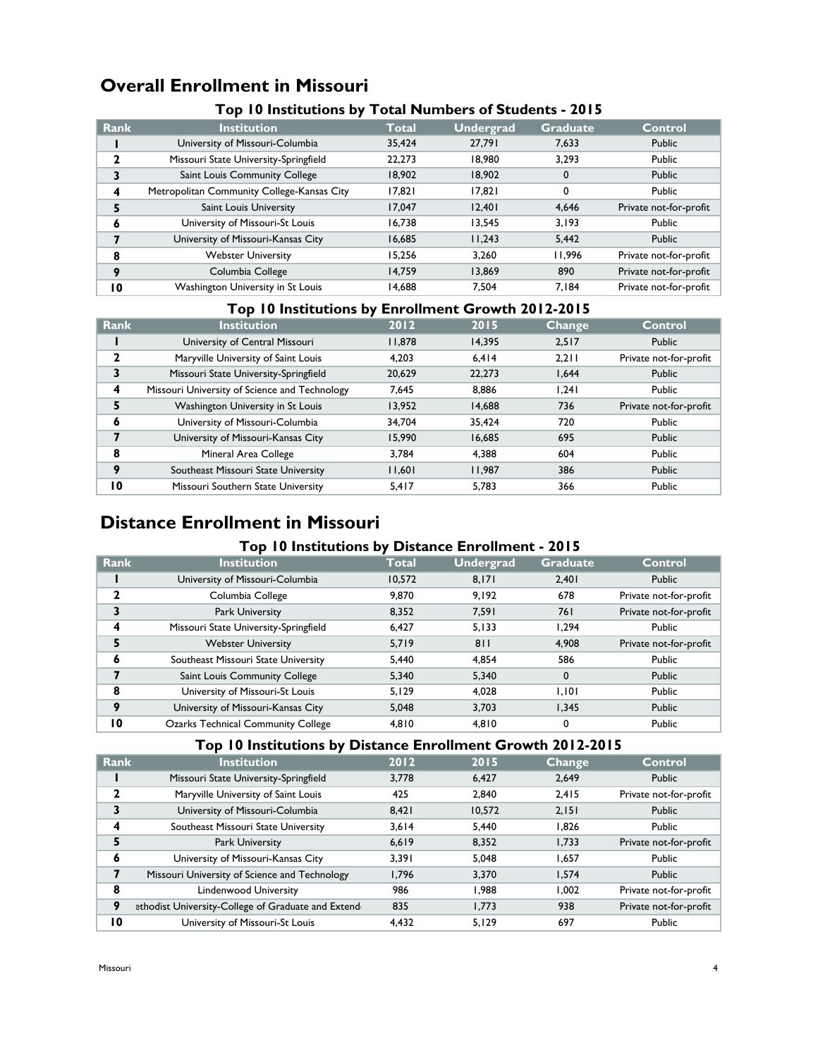# Overall Enrollment in Missouri

### Top 10 Institutions by Total Numbers of Students - 2015

| Rank | Institution | Total | Undergrad | Graduate | Control |
|---|---|---|---|---|---|
| 1 | University of Missouri-Columbia | 35,424 | 27,791 | 7,633 | Public |
| 2 | Missouri State University-Springfield | 22,273 | 18,980 | 3,293 | Public |
| 3 | Saint Louis Community College | 18,902 | 18,902 | 0 | Public |
| 4 | Metropolitan Community College-Kansas City | 17,821 | 17,821 | 0 | Public |
| 5 | Saint Louis University | 17,047 | 12,401 | 4,646 | Private not-for-profit |
| 6 | University of Missouri-St Louis | 16,738 | 13,545 | 3,193 | Public |
| 7 | University of Missouri-Kansas City | 16,685 | 11,243 | 5,442 | Public |
| 8 | Webster University | 15,256 | 3,260 | 11,996 | Private not-for-profit |
| 9 | Columbia College | 14,759 | 13,869 | 890 | Private not-for-profit |
| 10 | Washington University in St Louis | 14,688 | 7,504 | 7,184 | Private not-for-profit |

### Top 10 Institutions by Enrollment Growth 2012-2015

| Rank | Institution | 2012 | 2015 | Change | Control |
|---|---|---|---|---|---|
| 1 | University of Central Missouri | 11,878 | 14,395 | 2,517 | Public |
| 2 | Maryville University of Saint Louis | 4,203 | 6,414 | 2,211 | Private not-for-profit |
| 3 | Missouri State University-Springfield | 20,629 | 22,273 | 1,644 | Public |
| 4 | Missouri University of Science and Technology | 7,645 | 8,886 | 1,241 | Public |
| 5 | Washington University in St Louis | 13,952 | 14,688 | 736 | Private not-for-profit |
| 6 | University of Missouri-Columbia | 34,704 | 35,424 | 720 | Public |
| 7 | University of Missouri-Kansas City | 15,990 | 16,685 | 695 | Public |
| 8 | Mineral Area College | 3,784 | 4,388 | 604 | Public |
| 9 | Southeast Missouri State University | 11,601 | 11,987 | 386 | Public |
| 10 | Missouri Southern State University | 5,417 | 5,783 | 366 | Public |

# Distance Enrollment in Missouri

### Top 10 Institutions by Distance Enrollment - 2015

| Rank | Institution | Total | Undergrad | Graduate | Control |
|---|---|---|---|---|---|
| 1 | University of Missouri-Columbia | 10,572 | 8,171 | 2,401 | Public |
| 2 | Columbia College | 9,870 | 9,192 | 678 | Private not-for-profit |
| 3 | Park University | 8,352 | 7,591 | 761 | Private not-for-profit |
| 4 | Missouri State University-Springfield | 6,427 | 5,133 | 1,294 | Public |
| 5 | Webster University | 5,719 | 811 | 4,908 | Private not-for-profit |
| 6 | Southeast Missouri State University | 5,440 | 4,854 | 586 | Public |
| 7 | Saint Louis Community College | 5,340 | 5,340 | 0 | Public |
| 8 | University of Missouri-St Louis | 5,129 | 4,028 | 1,101 | Public |
| 9 | University of Missouri-Kansas City | 5,048 | 3,703 | 1,345 | Public |
| 10 | Ozarks Technical Community College | 4,810 | 4,810 | 0 | Public |

### Top 10 Institutions by Distance Enrollment Growth 2012-2015

| Rank | Institution | 2012 | 2015 | Change | Control |
|---|---|---|---|---|---|
| 1 | Missouri State University-Springfield | 3,778 | 6,427 | 2,649 | Public |
| 2 | Maryville University of Saint Louis | 425 | 2,840 | 2,415 | Private not-for-profit |
| 3 | University of Missouri-Columbia | 8,421 | 10,572 | 2,151 | Public |
| 4 | Southeast Missouri State University | 3,614 | 5,440 | 1,826 | Public |
| 5 | Park University | 6,619 | 8,352 | 1,733 | Private not-for-profit |
| 6 | University of Missouri-Kansas City | 3,391 | 5,048 | 1,657 | Public |
| 7 | Missouri University of Science and Technology | 1,796 | 3,370 | 1,574 | Public |
| 8 | Lindenwood University | 986 | 1,988 | 1,002 | Private not-for-profit |
| 9 | ethodist University-College of Graduate and Extend | 835 | 1,773 | 938 | Private not-for-profit |
| 10 | University of Missouri-St Louis | 4,432 | 5,129 | 697 | Public |